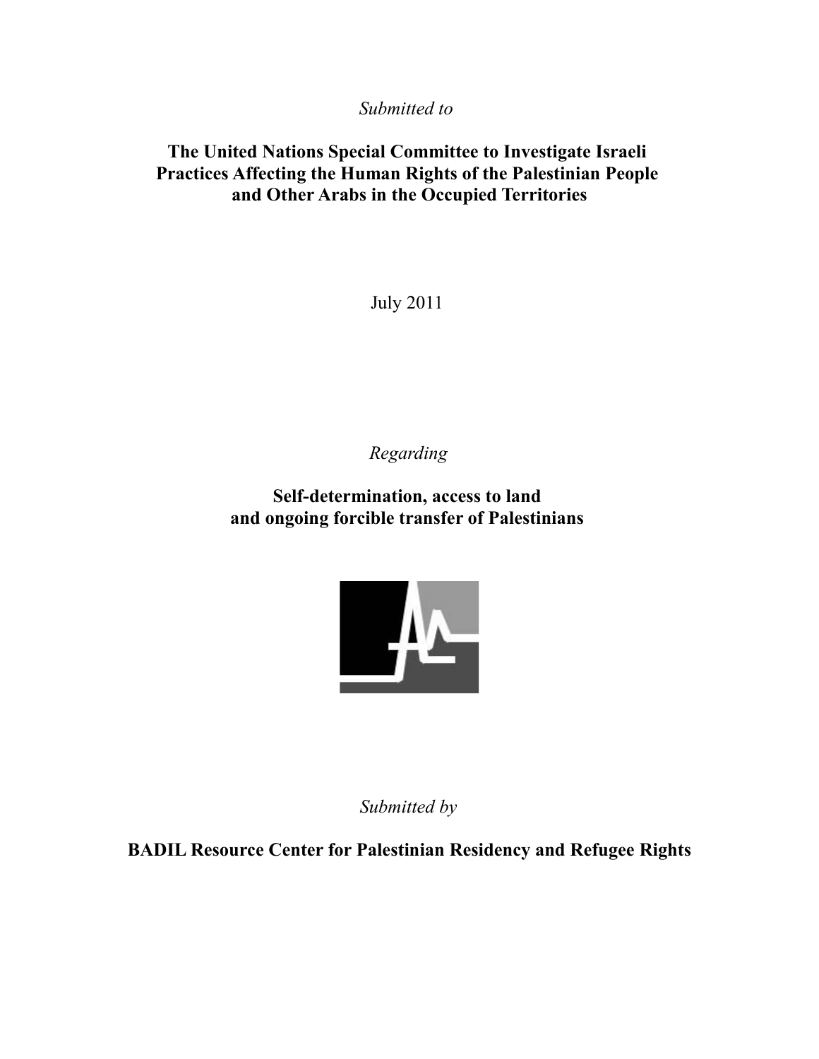*Submitted to*

**The United Nations Special Committee to Investigate Israeli Practices Affecting the Human Rights of the Palestinian People and Other Arabs in the Occupied Territories**

July 2011

*Regarding*

**Self-determination, access to land and ongoing forcible transfer of Palestinians**

*Submitted by*

**BADIL Resource Center for Palestinian Residency and Refugee Rights**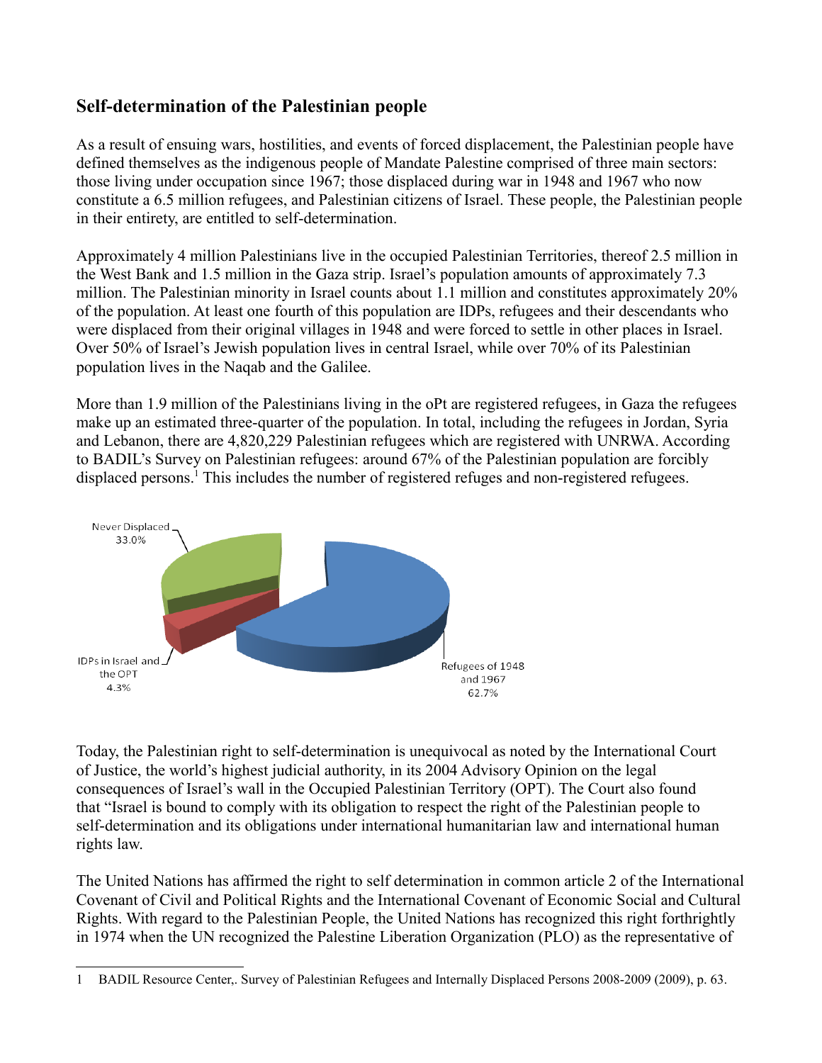## Self-determination of the Palestinian people

As a result of ensuing wars, hostilities, and events of forced displacement, the Palestinian people have defined themselves as the indigenous people of Mandate Palestine comprised of three main sectors: those living under occupation since 1967; those displaced during war in 1948 and 1967 who now constitute a 6.5 million refugees, and Palestinian citizens of Israel. These people, the Palestinian people in their entirety, are entitled to self-determination.

Approximately 4 million Palestinians live in the occupied Palestinian Territories, thereof 2.5 million in the West Bank and 1.5 million in the Gaza strip. Israel's population amounts of approximately 7.3 million. The Palestinian minority in Israel counts about 1.1 million and constitutes approximately 20% of the population. At least one fourth of this population are IDPs, refugees and their descendants who were displaced from their original villages in 1948 and were forced to settle in other places in Israel. Over 50% of Israel's Jewish population lives in central Israel, while over 70% of its Palestinian population lives in the Naqab and the Galilee.

More than 1.9 million of the Palestinians living in the oPt are registered refugees, in Gaza the refugees make up an estimated three-quarter of the population. In total, including the refugees in Jordan, Syria and Lebanon, there are 4,820,229 Palestinian refugees which are registered with UNRWA. According to BADIL's Survey on Palestinian refugees: around 67% of the Palestinian population are forcibly displaced persons.[1] This includes the number of registered refuges and non-registered refugees.

Never Displaced 33.0%

IDPs in Israel and the OPT 4.3%

Refugees of 1948 and 1967 62.7%

Today, the Palestinian right to self-determination is unequivocal as noted by the International Court of Justice, the world's highest judicial authority, in its 2004 Advisory Opinion on the legal consequences of Israel's wall in the Occupied Palestinian Territory (OPT). The Court also found that "Israel is bound to comply with its obligation to respect the right of the Palestinian people to self-determination and its obligations under international humanitarian law and international human rights law.

The United Nations has affirmed the right to self determination in common article 2 of the International Covenant of Civil and Political Rights and the International Covenant of Economic Social and Cultural Rights. With regard to the Palestinian People, the United Nations has recognized this right forthrightly in 1974 when the UN recognized the Palestine Liberation Organization (PLO) as the representative of

---

1 BADIL Resource Center,. Survey of Palestinian Refugees and Internally Displaced Persons 2008-2009 (2009), p. 63.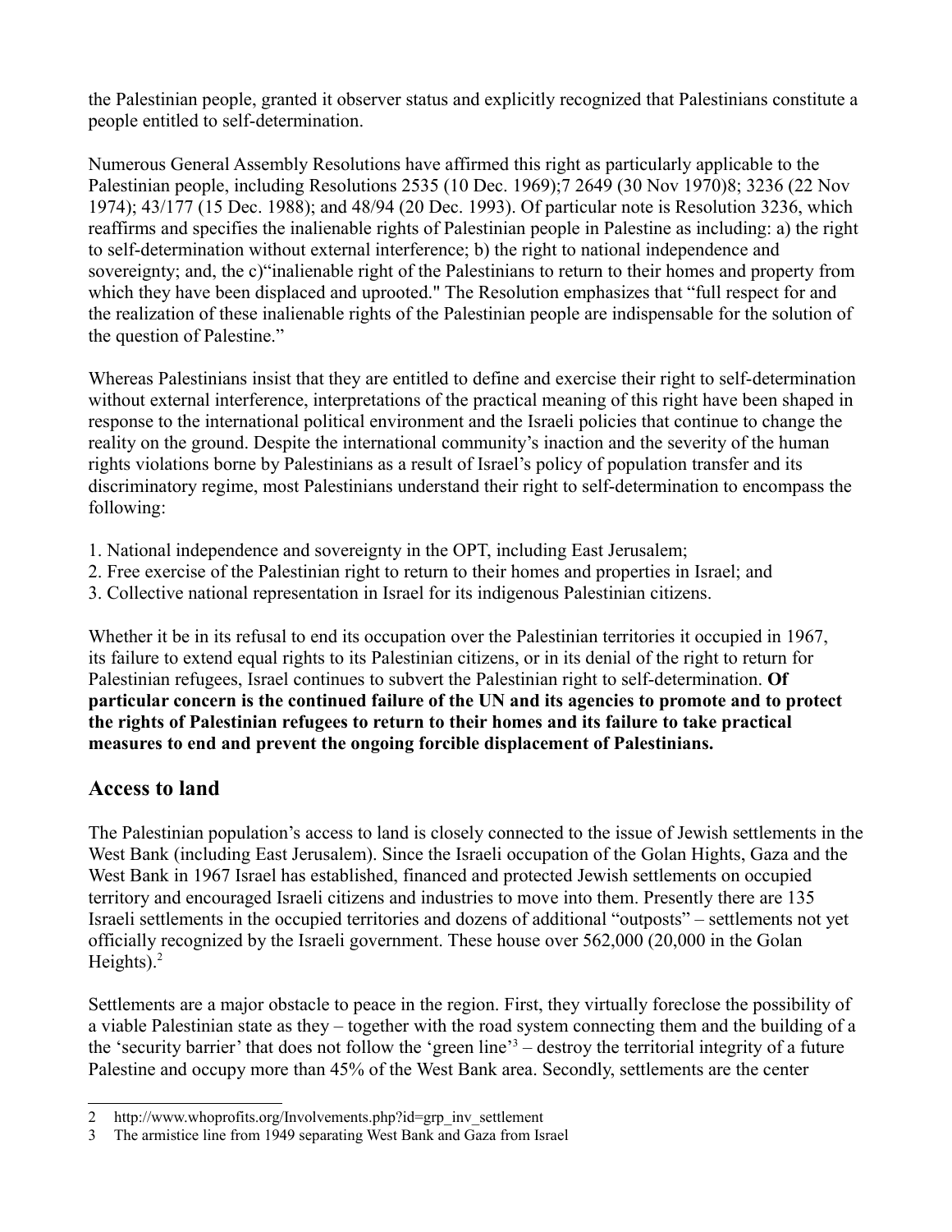the Palestinian people, granted it observer status and explicitly recognized that Palestinians constitute a people entitled to self-determination.

Numerous General Assembly Resolutions have affirmed this right as particularly applicable to the Palestinian people, including Resolutions 2535 (10 Dec. 1969);7 2649 (30 Nov 1970)8; 3236 (22 Nov 1974); 43/177 (15 Dec. 1988); and 48/94 (20 Dec. 1993). Of particular note is Resolution 3236, which reaffirms and specifies the inalienable rights of Palestinian people in Palestine as including: a) the right to self-determination without external interference; b) the right to national independence and sovereignty; and, the c)"inalienable right of the Palestinians to return to their homes and property from which they have been displaced and uprooted." The Resolution emphasizes that "full respect for and the realization of these inalienable rights of the Palestinian people are indispensable for the solution of the question of Palestine."

Whereas Palestinians insist that they are entitled to define and exercise their right to self-determination without external interference, interpretations of the practical meaning of this right have been shaped in response to the international political environment and the Israeli policies that continue to change the reality on the ground. Despite the international community's inaction and the severity of the human rights violations borne by Palestinians as a result of Israel's policy of population transfer and its discriminatory regime, most Palestinians understand their right to self-determination to encompass the following:

1. National independence and sovereignty in the OPT, including East Jerusalem;
2. Free exercise of the Palestinian right to return to their homes and properties in Israel; and
3. Collective national representation in Israel for its indigenous Palestinian citizens.

Whether it be in its refusal to end its occupation over the Palestinian territories it occupied in 1967, its failure to extend equal rights to its Palestinian citizens, or in its denial of the right to return for Palestinian refugees, Israel continues to subvert the Palestinian right to self-determination. **Of particular concern is the continued failure of the UN and its agencies to promote and to protect the rights of Palestinian refugees to return to their homes and its failure to take practical measures to end and prevent the ongoing forcible displacement of Palestinians.**

## Access to land

The Palestinian population's access to land is closely connected to the issue of Jewish settlements in the West Bank (including East Jerusalem). Since the Israeli occupation of the Golan Hights, Gaza and the West Bank in 1967 Israel has established, financed and protected Jewish settlements on occupied territory and encouraged Israeli citizens and industries to move into them. Presently there are 135 Israeli settlements in the occupied territories and dozens of additional "outposts" – settlements not yet officially recognized by the Israeli government. These house over 562,000 (20,000 in the Golan Heights).[2]

Settlements are a major obstacle to peace in the region. First, they virtually foreclose the possibility of a viable Palestinian state as they – together with the road system connecting them and the building of a the 'security barrier' that does not follow the 'green line'[3] – destroy the territorial integrity of a future Palestine and occupy more than 45% of the West Bank area. Secondly, settlements are the center

2 http://www.whoprofits.org/Involvements.php?id=grp_inv_settlement

3 The armistice line from 1949 separating West Bank and Gaza from Israel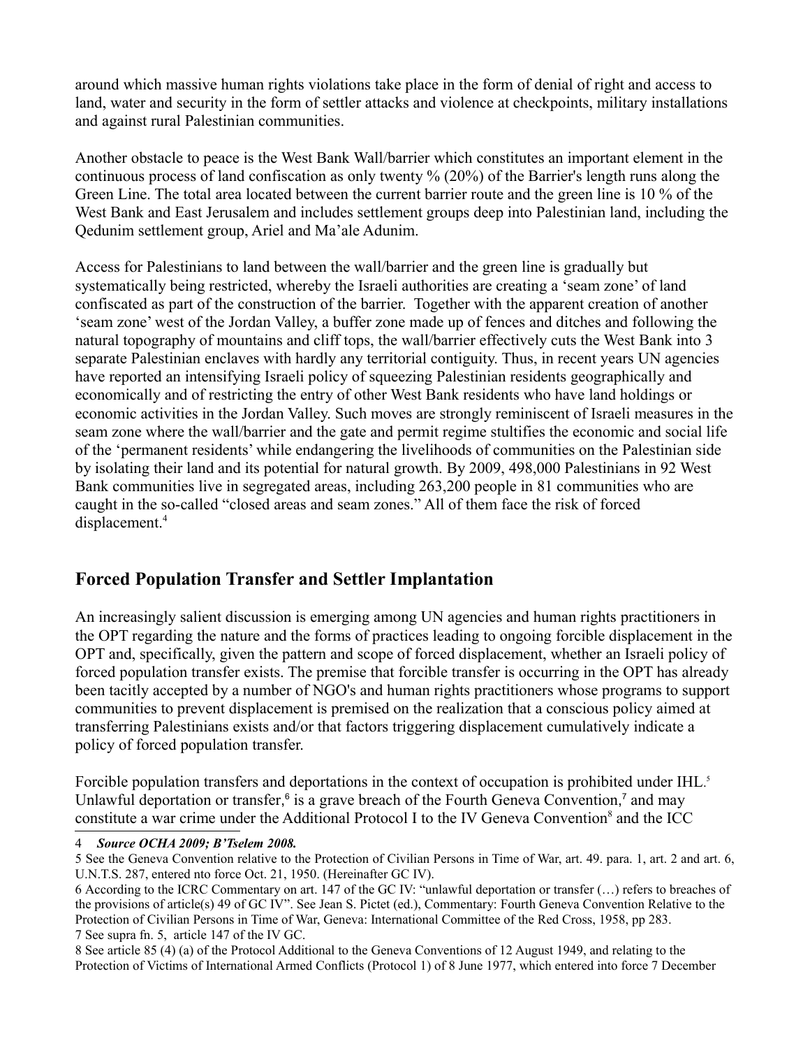around which massive human rights violations take place in the form of denial of right and access to land, water and security in the form of settler attacks and violence at checkpoints, military installations and against rural Palestinian communities.

Another obstacle to peace is the West Bank Wall/barrier which constitutes an important element in the continuous process of land confiscation as only twenty % (20%) of the Barrier's length runs along the Green Line. The total area located between the current barrier route and the green line is 10 % of the West Bank and East Jerusalem and includes settlement groups deep into Palestinian land, including the Qedunim settlement group, Ariel and Ma'ale Adunim.

Access for Palestinians to land between the wall/barrier and the green line is gradually but systematically being restricted, whereby the Israeli authorities are creating a 'seam zone' of land confiscated as part of the construction of the barrier. Together with the apparent creation of another 'seam zone' west of the Jordan Valley, a buffer zone made up of fences and ditches and following the natural topography of mountains and cliff tops, the wall/barrier effectively cuts the West Bank into 3 separate Palestinian enclaves with hardly any territorial contiguity. Thus, in recent years UN agencies have reported an intensifying Israeli policy of squeezing Palestinian residents geographically and economically and of restricting the entry of other West Bank residents who have land holdings or economic activities in the Jordan Valley. Such moves are strongly reminiscent of Israeli measures in the seam zone where the wall/barrier and the gate and permit regime stultifies the economic and social life of the 'permanent residents' while endangering the livelihoods of communities on the Palestinian side by isolating their land and its potential for natural growth. By 2009, 498,000 Palestinians in 92 West Bank communities live in segregated areas, including 263,200 people in 81 communities who are caught in the so-called "closed areas and seam zones." All of them face the risk of forced displacement.[4]

## Forced Population Transfer and Settler Implantation

An increasingly salient discussion is emerging among UN agencies and human rights practitioners in the OPT regarding the nature and the forms of practices leading to ongoing forcible displacement in the OPT and, specifically, given the pattern and scope of forced displacement, whether an Israeli policy of forced population transfer exists. The premise that forcible transfer is occurring in the OPT has already been tacitly accepted by a number of NGO's and human rights practitioners whose programs to support communities to prevent displacement is premised on the realization that a conscious policy aimed at transferring Palestinians exists and/or that factors triggering displacement cumulatively indicate a policy of forced population transfer.

Forcible population transfers and deportations in the context of occupation is prohibited under IHL.[5] Unlawful deportation or transfer,[6] is a grave breach of the Fourth Geneva Convention,[7] and may constitute a war crime under the Additional Protocol I to the IV Geneva Convention[8] and the ICC

---

4 ***Source OCHA 2009; B'Tselem 2008.***

5 See the Geneva Convention relative to the Protection of Civilian Persons in Time of War, art. 49. para. 1, art. 2 and art. 6, U.N.T.S. 287, entered nto force Oct. 21, 1950. (Hereinafter GC IV).

6 According to the ICRC Commentary on art. 147 of the GC IV: "unlawful deportation or transfer (…) refers to breaches of the provisions of article(s) 49 of GC IV". See Jean S. Pictet (ed.), Commentary: Fourth Geneva Convention Relative to the Protection of Civilian Persons in Time of War, Geneva: International Committee of the Red Cross, 1958, pp 283.

7 See supra fn. 5, article 147 of the IV GC.

8 See article 85 (4) (a) of the Protocol Additional to the Geneva Conventions of 12 August 1949, and relating to the Protection of Victims of International Armed Conflicts (Protocol 1) of 8 June 1977, which entered into force 7 December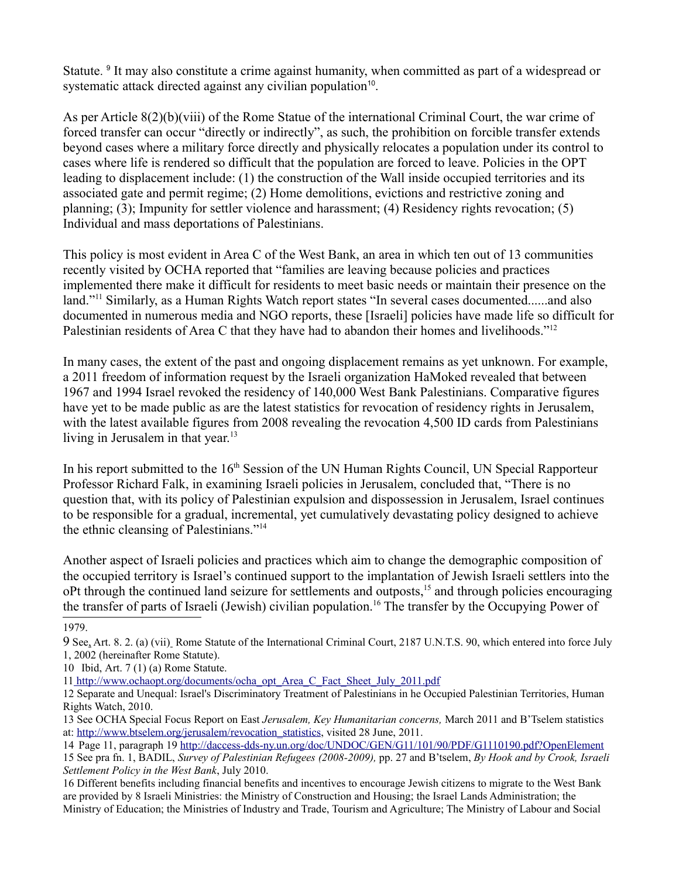Statute. [9] It may also constitute a crime against humanity, when committed as part of a widespread or systematic attack directed against any civilian population[10].

As per Article 8(2)(b)(viii) of the Rome Statue of the international Criminal Court, the war crime of forced transfer can occur "directly or indirectly", as such, the prohibition on forcible transfer extends beyond cases where a military force directly and physically relocates a population under its control to cases where life is rendered so difficult that the population are forced to leave. Policies in the OPT leading to displacement include: (1) the construction of the Wall inside occupied territories and its associated gate and permit regime; (2) Home demolitions, evictions and restrictive zoning and planning; (3); Impunity for settler violence and harassment; (4) Residency rights revocation; (5) Individual and mass deportations of Palestinians.

This policy is most evident in Area C of the West Bank, an area in which ten out of 13 communities recently visited by OCHA reported that "families are leaving because policies and practices implemented there make it difficult for residents to meet basic needs or maintain their presence on the land."[11] Similarly, as a Human Rights Watch report states "In several cases documented......and also documented in numerous media and NGO reports, these [Israeli] policies have made life so difficult for Palestinian residents of Area C that they have had to abandon their homes and livelihoods."[12]

In many cases, the extent of the past and ongoing displacement remains as yet unknown. For example, a 2011 freedom of information request by the Israeli organization HaMoked revealed that between 1967 and 1994 Israel revoked the residency of 140,000 West Bank Palestinians. Comparative figures have yet to be made public as are the latest statistics for revocation of residency rights in Jerusalem, with the latest available figures from 2008 revealing the revocation 4,500 ID cards from Palestinians living in Jerusalem in that year.[13]

In his report submitted to the 16th Session of the UN Human Rights Council, UN Special Rapporteur Professor Richard Falk, in examining Israeli policies in Jerusalem, concluded that, "There is no question that, with its policy of Palestinian expulsion and dispossession in Jerusalem, Israel continues to be responsible for a gradual, incremental, yet cumulatively devastating policy designed to achieve the ethnic cleansing of Palestinians."[14]

Another aspect of Israeli policies and practices which aim to change the demographic composition of the occupied territory is Israel's continued support to the implantation of Jewish Israeli settlers into the oPt through the continued land seizure for settlements and outposts,[15] and through policies encouraging the transfer of parts of Israeli (Jewish) civilian population.[16] The transfer by the Occupying Power of

---

1979.

9 See, Art. 8. 2. (a) (vii) Rome Statute of the International Criminal Court, 2187 U.N.T.S. 90, which entered into force July 1, 2002 (hereinafter Rome Statute).

10 Ibid, Art. 7 (1) (a) Rome Statute.

11 http://www.ochaopt.org/documents/ocha_opt_Area_C_Fact_Sheet_July_2011.pdf

12 Separate and Unequal: Israel's Discriminatory Treatment of Palestinians in he Occupied Palestinian Territories, Human Rights Watch, 2010.

13 See OCHA Special Focus Report on East *Jerusalem, Key Humanitarian concerns,* March 2011 and B'Tselem statistics at: http://www.btselem.org/jerusalem/revocation_statistics, visited 28 June, 2011.

14 Page 11, paragraph 19 http://daccess-dds-ny.un.org/doc/UNDOC/GEN/G11/101/90/PDF/G1110190.pdf?OpenElement

15 See pra fn. 1, BADIL, *Survey of Palestinian Refugees (2008-2009),* pp. 27 and B'tselem, *By Hook and by Crook, Israeli Settlement Policy in the West Bank*, July 2010.

16 Different benefits including financial benefits and incentives to encourage Jewish citizens to migrate to the West Bank are provided by 8 Israeli Ministries: the Ministry of Construction and Housing; the Israel Lands Administration; the Ministry of Education; the Ministries of Industry and Trade, Tourism and Agriculture; The Ministry of Labour and Social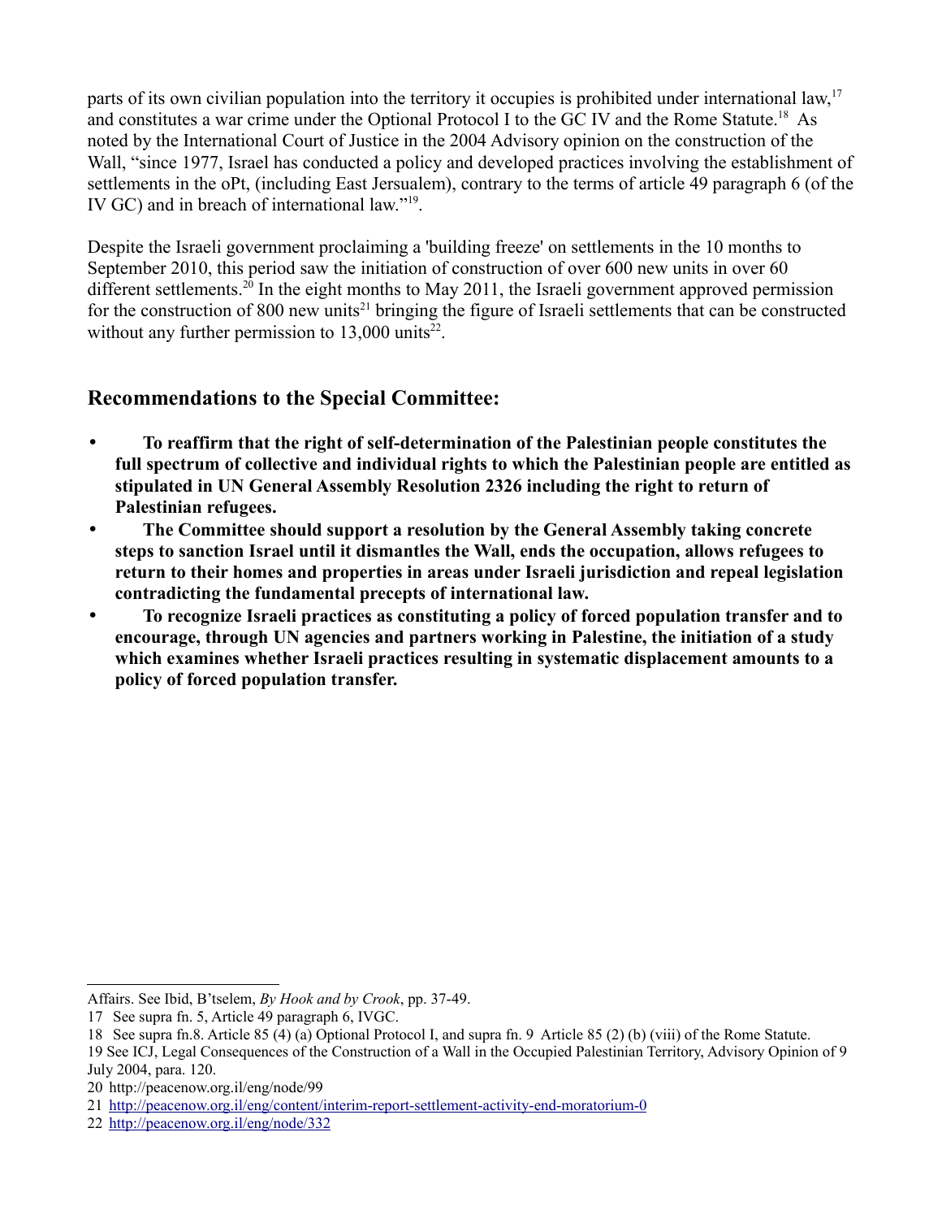parts of its own civilian population into the territory it occupies is prohibited under international law,[17] and constitutes a war crime under the Optional Protocol I to the GC IV and the Rome Statute.[18] As noted by the International Court of Justice in the 2004 Advisory opinion on the construction of the Wall, "since 1977, Israel has conducted a policy and developed practices involving the establishment of settlements in the oPt, (including East Jersualem), contrary to the terms of article 49 paragraph 6 (of the IV GC) and in breach of international law."[19].

Despite the Israeli government proclaiming a 'building freeze' on settlements in the 10 months to September 2010, this period saw the initiation of construction of over 600 new units in over 60 different settlements.[20] In the eight months to May 2011, the Israeli government approved permission for the construction of 800 new units[21] bringing the figure of Israeli settlements that can be constructed without any further permission to 13,000 units[22].

## Recommendations to the Special Committee:

- **To reaffirm that the right of self-determination of the Palestinian people constitutes the full spectrum of collective and individual rights to which the Palestinian people are entitled as stipulated in UN General Assembly Resolution 2326 including the right to return of Palestinian refugees.**
- **The Committee should support a resolution by the General Assembly taking concrete steps to sanction Israel until it dismantles the Wall, ends the occupation, allows refugees to return to their homes and properties in areas under Israeli jurisdiction and repeal legislation contradicting the fundamental precepts of international law.**
- **To recognize Israeli practices as constituting a policy of forced population transfer and to encourage, through UN agencies and partners working in Palestine, the initiation of a study which examines whether Israeli practices resulting in systematic displacement amounts to a policy of forced population transfer.**

---

Affairs. See Ibid, B'tselem, *By Hook and by Crook*, pp. 37-49.

17 See supra fn. 5, Article 49 paragraph 6, IVGC.

18 See supra fn.8. Article 85 (4) (a) Optional Protocol I, and supra fn. 9 Article 85 (2) (b) (viii) of the Rome Statute.

19 See ICJ, Legal Consequences of the Construction of a Wall in the Occupied Palestinian Territory, Advisory Opinion of 9 July 2004, para. 120.

20 http://peacenow.org.il/eng/node/99

21 http://peacenow.org.il/eng/content/interim-report-settlement-activity-end-moratorium-0

22 http://peacenow.org.il/eng/node/332